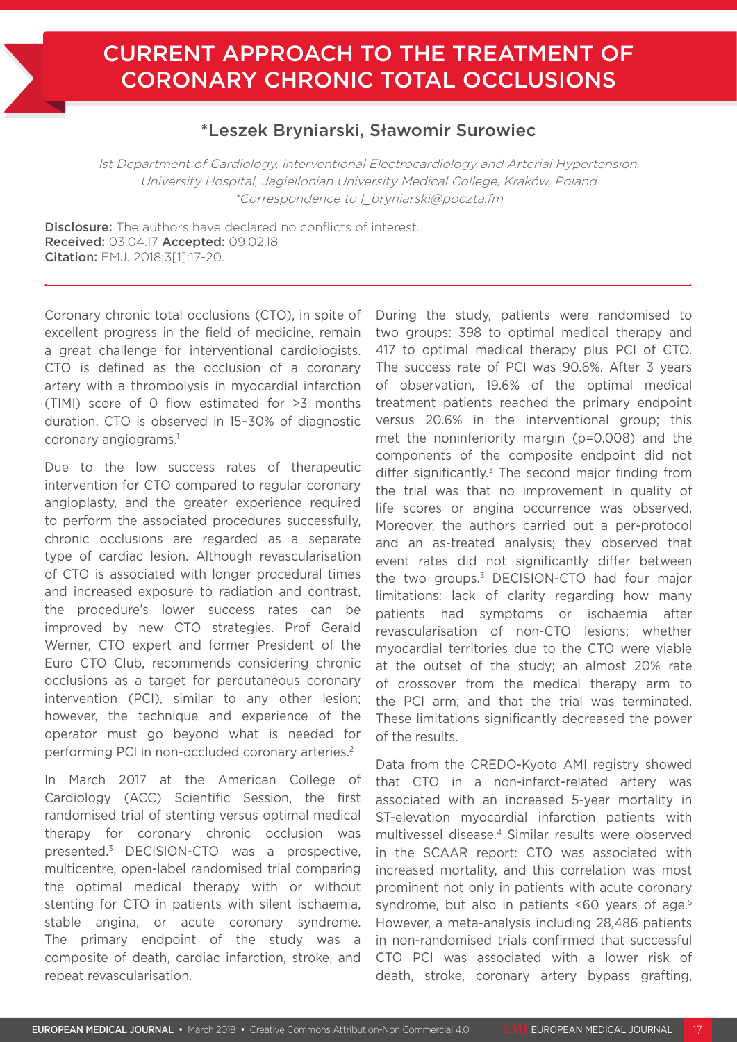# CURRENT APPROACH TO THE TREATMENT OF CORONARY CHRONIC TOTAL OCCLUSIONS

## *Leszek Bryniarski, Sławomir Surowiec

*1st Department of Cardiology, Interventional Electrocardiology and Arterial Hypertension, University Hospital, Jagiellonian University Medical College, Kraków, Poland*
*\*Correspondence to l_bryniarski@poczta.fm*

**Disclosure:** The authors have declared no conflicts of interest.
**Received:** 03.04.17 **Accepted:** 09.02.18
**Citation:** EMJ. 2018;3[1]:17-20.

Coronary chronic total occlusions (CTO), in spite of excellent progress in the field of medicine, remain a great challenge for interventional cardiologists. CTO is defined as the occlusion of a coronary artery with a thrombolysis in myocardial infarction (TIMI) score of 0 flow estimated for >3 months duration. CTO is observed in 15–30% of diagnostic coronary angiograms.[1]

Due to the low success rates of therapeutic intervention for CTO compared to regular coronary angioplasty, and the greater experience required to perform the associated procedures successfully, chronic occlusions are regarded as a separate type of cardiac lesion. Although revascularisation of CTO is associated with longer procedural times and increased exposure to radiation and contrast, the procedure's lower success rates can be improved by new CTO strategies. Prof Gerald Werner, CTO expert and former President of the Euro CTO Club, recommends considering chronic occlusions as a target for percutaneous coronary intervention (PCI), similar to any other lesion; however, the technique and experience of the operator must go beyond what is needed for performing PCI in non-occluded coronary arteries.[2]

In March 2017 at the American College of Cardiology (ACC) Scientific Session, the first randomised trial of stenting versus optimal medical therapy for coronary chronic occlusion was presented.[3] DECISION-CTO was a prospective, multicentre, open-label randomised trial comparing the optimal medical therapy with or without stenting for CTO in patients with silent ischaemia, stable angina, or acute coronary syndrome. The primary endpoint of the study was a composite of death, cardiac infarction, stroke, and repeat revascularisation.

During the study, patients were randomised to two groups: 398 to optimal medical therapy and 417 to optimal medical therapy plus PCI of CTO. The success rate of PCI was 90.6%. After 3 years of observation, 19.6% of the optimal medical treatment patients reached the primary endpoint versus 20.6% in the interventional group; this met the noninferiority margin (p=0.008) and the components of the composite endpoint did not differ significantly.[3] The second major finding from the trial was that no improvement in quality of life scores or angina occurrence was observed. Moreover, the authors carried out a per-protocol and an as-treated analysis; they observed that event rates did not significantly differ between the two groups.[3] DECISION-CTO had four major limitations: lack of clarity regarding how many patients had symptoms or ischaemia after revascularisation of non-CTO lesions; whether myocardial territories due to the CTO were viable at the outset of the study; an almost 20% rate of crossover from the medical therapy arm to the PCI arm; and that the trial was terminated. These limitations significantly decreased the power of the results.

Data from the CREDO-Kyoto AMI registry showed that CTO in a non-infarct-related artery was associated with an increased 5-year mortality in ST-elevation myocardial infarction patients with multivessel disease.[4] Similar results were observed in the SCAAR report: CTO was associated with increased mortality, and this correlation was most prominent not only in patients with acute coronary syndrome, but also in patients <60 years of age.[5] However, a meta-analysis including 28,486 patients in non-randomised trials confirmed that successful CTO PCI was associated with a lower risk of death, stroke, coronary artery bypass grafting,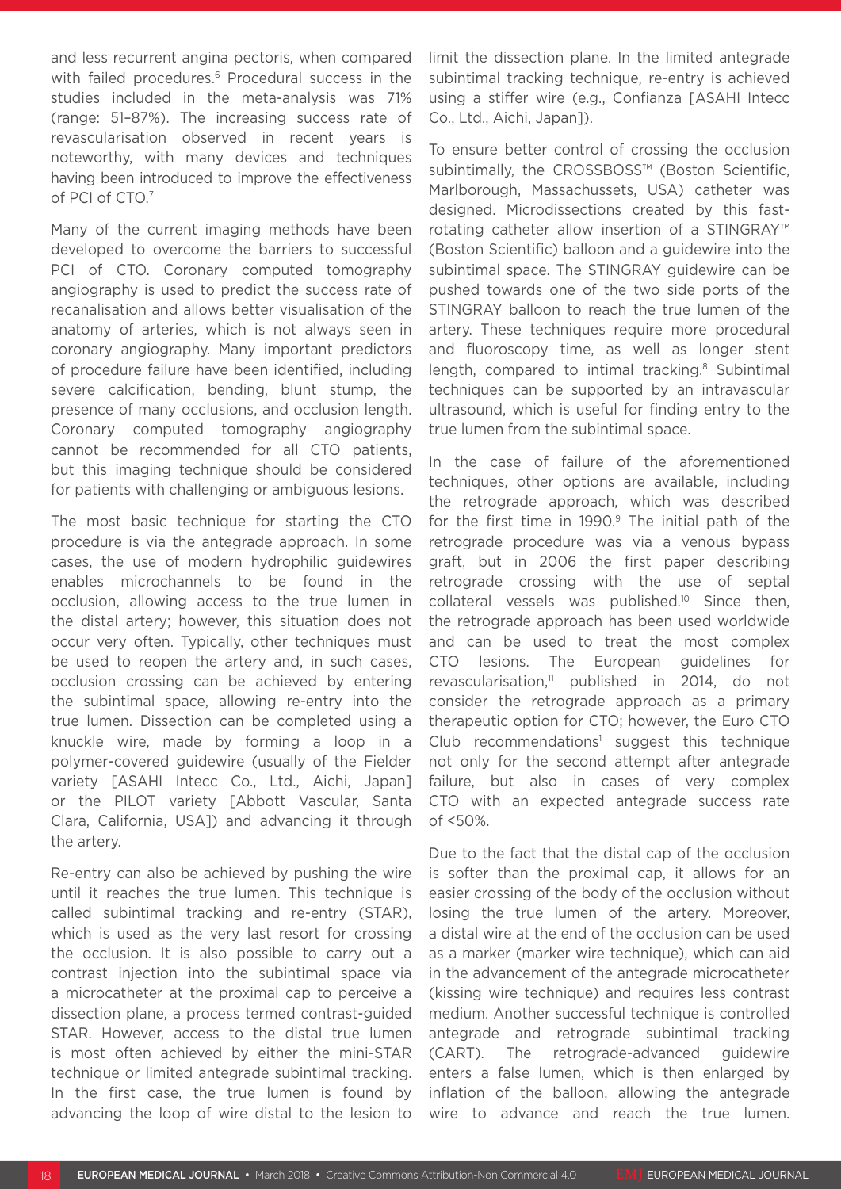and less recurrent angina pectoris, when compared with failed procedures.[6] Procedural success in the studies included in the meta-analysis was 71% (range: 51–87%). The increasing success rate of revascularisation observed in recent years is noteworthy, with many devices and techniques having been introduced to improve the effectiveness of PCI of CTO.[7]

Many of the current imaging methods have been developed to overcome the barriers to successful PCI of CTO. Coronary computed tomography angiography is used to predict the success rate of recanalisation and allows better visualisation of the anatomy of arteries, which is not always seen in coronary angiography. Many important predictors of procedure failure have been identified, including severe calcification, bending, blunt stump, the presence of many occlusions, and occlusion length. Coronary computed tomography angiography cannot be recommended for all CTO patients, but this imaging technique should be considered for patients with challenging or ambiguous lesions.

The most basic technique for starting the CTO procedure is via the antegrade approach. In some cases, the use of modern hydrophilic guidewires enables microchannels to be found in the occlusion, allowing access to the true lumen in the distal artery; however, this situation does not occur very often. Typically, other techniques must be used to reopen the artery and, in such cases, occlusion crossing can be achieved by entering the subintimal space, allowing re-entry into the true lumen. Dissection can be completed using a knuckle wire, made by forming a loop in a polymer-covered guidewire (usually of the Fielder variety [ASAHI Intecc Co., Ltd., Aichi, Japan] or the PILOT variety [Abbott Vascular, Santa Clara, California, USA]) and advancing it through the artery.

Re-entry can also be achieved by pushing the wire until it reaches the true lumen. This technique is called subintimal tracking and re-entry (STAR), which is used as the very last resort for crossing the occlusion. It is also possible to carry out a contrast injection into the subintimal space via a microcatheter at the proximal cap to perceive a dissection plane, a process termed contrast-guided STAR. However, access to the distal true lumen is most often achieved by either the mini-STAR technique or limited antegrade subintimal tracking. In the first case, the true lumen is found by advancing the loop of wire distal to the lesion to limit the dissection plane. In the limited antegrade subintimal tracking technique, re-entry is achieved using a stiffer wire (e.g., Confianza [ASAHI Intecc Co., Ltd., Aichi, Japan]).

To ensure better control of crossing the occlusion subintimally, the CROSSBOSS™ (Boston Scientific, Marlborough, Massachussets, USA) catheter was designed. Microdissections created by this fast-rotating catheter allow insertion of a STINGRAY™ (Boston Scientific) balloon and a guidewire into the subintimal space. The STINGRAY guidewire can be pushed towards one of the two side ports of the STINGRAY balloon to reach the true lumen of the artery. These techniques require more procedural and fluoroscopy time, as well as longer stent length, compared to intimal tracking.[8] Subintimal techniques can be supported by an intravascular ultrasound, which is useful for finding entry to the true lumen from the subintimal space.

In the case of failure of the aforementioned techniques, other options are available, including the retrograde approach, which was described for the first time in 1990.[9] The initial path of the retrograde procedure was via a venous bypass graft, but in 2006 the first paper describing retrograde crossing with the use of septal collateral vessels was published.[10] Since then, the retrograde approach has been used worldwide and can be used to treat the most complex CTO lesions. The European guidelines for revascularisation,[11] published in 2014, do not consider the retrograde approach as a primary therapeutic option for CTO; however, the Euro CTO Club recommendations[1] suggest this technique not only for the second attempt after antegrade failure, but also in cases of very complex CTO with an expected antegrade success rate of <50%.

Due to the fact that the distal cap of the occlusion is softer than the proximal cap, it allows for an easier crossing of the body of the occlusion without losing the true lumen of the artery. Moreover, a distal wire at the end of the occlusion can be used as a marker (marker wire technique), which can aid in the advancement of the antegrade microcatheter (kissing wire technique) and requires less contrast medium. Another successful technique is controlled antegrade and retrograde subintimal tracking (CART). The retrograde-advanced guidewire enters a false lumen, which is then enlarged by inflation of the balloon, allowing the antegrade wire to advance and reach the true lumen.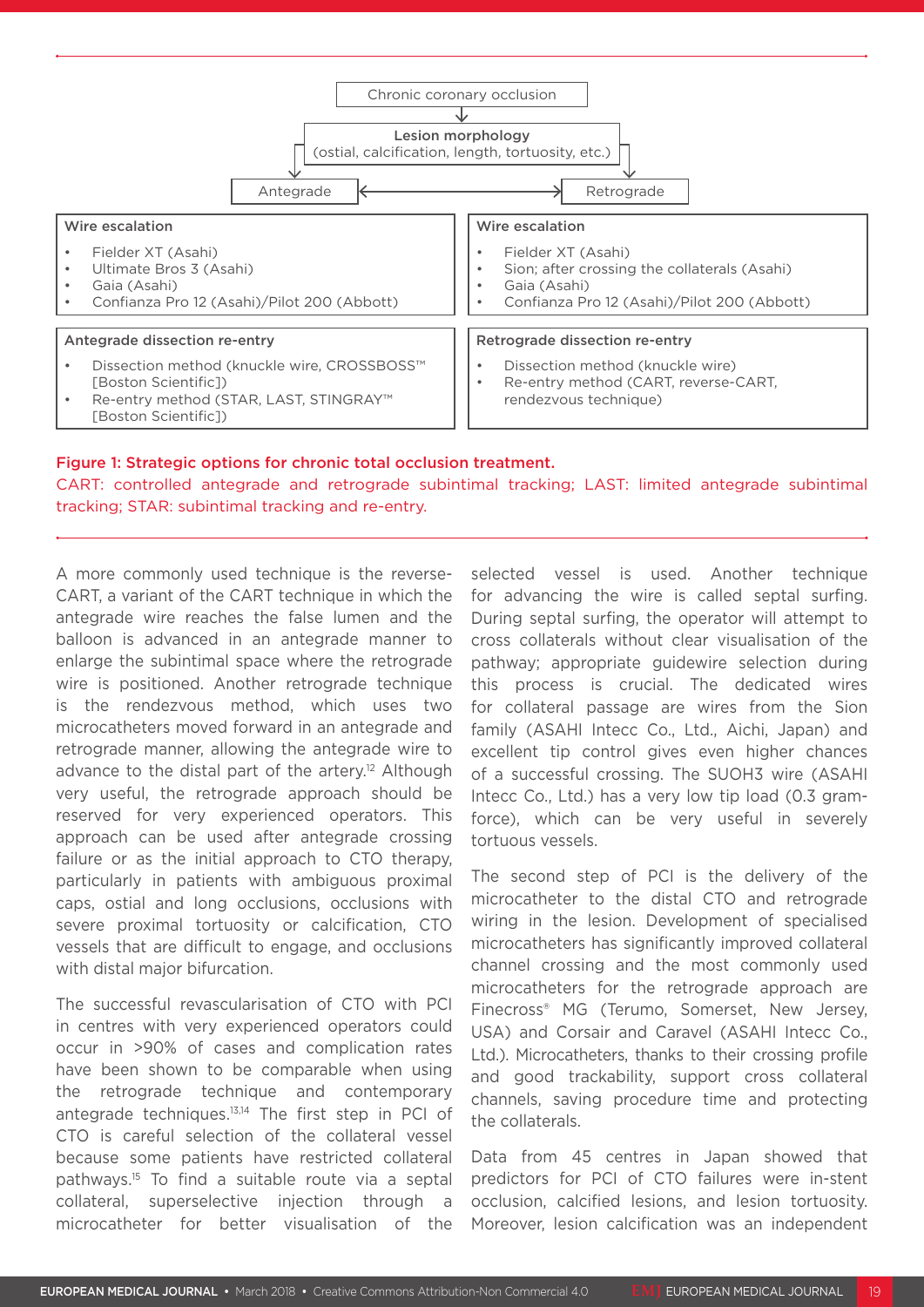Chronic coronary occlusion

**Lesion morphology**
(ostial, calcification, length, tortuosity, etc.)

Antegrade ⟷ Retrograde

| Antegrade | Retrograde |
|---|---|
| **Wire escalation** | **Wire escalation** |
| • Fielder XT (Asahi) | • Fielder XT (Asahi) |
| • Ultimate Bros 3 (Asahi) | • Sion; after crossing the collaterals (Asahi) |
| • Gaia (Asahi) | • Gaia (Asahi) |
| • Confianza Pro 12 (Asahi)/Pilot 200 (Abbott) | • Confianza Pro 12 (Asahi)/Pilot 200 (Abbott) |
| **Antegrade dissection re-entry** | **Retrograde dissection re-entry** |
| • Dissection method (knuckle wire, CROSSBOSS™ [Boston Scientific]) | • Dissection method (knuckle wire) |
| • Re-entry method (STAR, LAST, STINGRAY™ [Boston Scientific]) | • Re-entry method (CART, reverse-CART, rendezvous technique) |

**Figure 1: Strategic options for chronic total occlusion treatment.**

CART: controlled antegrade and retrograde subintimal tracking; LAST: limited antegrade subintimal tracking; STAR: subintimal tracking and re-entry.

A more commonly used technique is the reverse-CART, a variant of the CART technique in which the antegrade wire reaches the false lumen and the balloon is advanced in an antegrade manner to enlarge the subintimal space where the retrograde wire is positioned. Another retrograde technique is the rendezvous method, which uses two microcatheters moved forward in an antegrade and retrograde manner, allowing the antegrade wire to advance to the distal part of the artery.[12] Although very useful, the retrograde approach should be reserved for very experienced operators. This approach can be used after antegrade crossing failure or as the initial approach to CTO therapy, particularly in patients with ambiguous proximal caps, ostial and long occlusions, occlusions with severe proximal tortuosity or calcification, CTO vessels that are difficult to engage, and occlusions with distal major bifurcation.

The successful revascularisation of CTO with PCI in centres with very experienced operators could occur in >90% of cases and complication rates have been shown to be comparable when using the retrograde technique and contemporary antegrade techniques.[13,14] The first step in PCI of CTO is careful selection of the collateral vessel because some patients have restricted collateral pathways.[15] To find a suitable route via a septal collateral, superselective injection through a microcatheter for better visualisation of the selected vessel is used. Another technique for advancing the wire is called septal surfing. During septal surfing, the operator will attempt to cross collaterals without clear visualisation of the pathway; appropriate guidewire selection during this process is crucial. The dedicated wires for collateral passage are wires from the Sion family (ASAHI Intecc Co., Ltd., Aichi, Japan) and excellent tip control gives even higher chances of a successful crossing. The SUOH3 wire (ASAHI Intecc Co., Ltd.) has a very low tip load (0.3 gram-force), which can be very useful in severely tortuous vessels.

The second step of PCI is the delivery of the microcatheter to the distal CTO and retrograde wiring in the lesion. Development of specialised microcatheters has significantly improved collateral channel crossing and the most commonly used microcatheters for the retrograde approach are Finecross® MG (Terumo, Somerset, New Jersey, USA) and Corsair and Caravel (ASAHI Intecc Co., Ltd.). Microcatheters, thanks to their crossing profile and good trackability, support cross collateral channels, saving procedure time and protecting the collaterals.

Data from 45 centres in Japan showed that predictors for PCI of CTO failures were in-stent occlusion, calcified lesions, and lesion tortuosity. Moreover, lesion calcification was an independent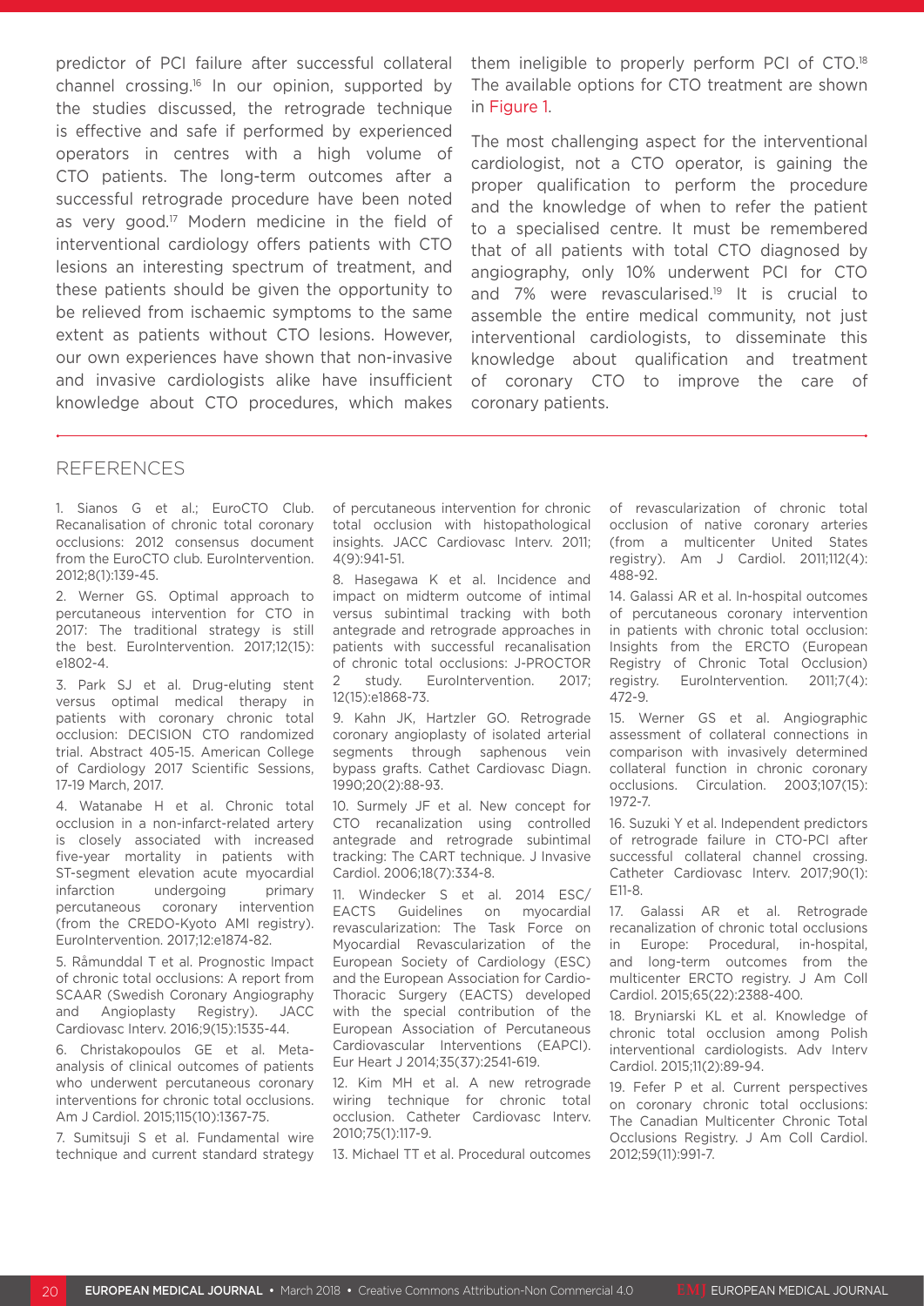predictor of PCI failure after successful collateral channel crossing.[16] In our opinion, supported by the studies discussed, the retrograde technique is effective and safe if performed by experienced operators in centres with a high volume of CTO patients. The long-term outcomes after a successful retrograde procedure have been noted as very good.[17] Modern medicine in the field of interventional cardiology offers patients with CTO lesions an interesting spectrum of treatment, and these patients should be given the opportunity to be relieved from ischaemic symptoms to the same extent as patients without CTO lesions. However, our own experiences have shown that non-invasive and invasive cardiologists alike have insufficient knowledge about CTO procedures, which makes them ineligible to properly perform PCI of CTO.[18] The available options for CTO treatment are shown in Figure 1.

The most challenging aspect for the interventional cardiologist, not a CTO operator, is gaining the proper qualification to perform the procedure and the knowledge of when to refer the patient to a specialised centre. It must be remembered that of all patients with total CTO diagnosed by angiography, only 10% underwent PCI for CTO and 7% were revascularised.[19] It is crucial to assemble the entire medical community, not just interventional cardiologists, to disseminate this knowledge about qualification and treatment of coronary CTO to improve the care of coronary patients.

## REFERENCES

1. Sianos G et al.; EuroCTO Club. Recanalisation of chronic total coronary occlusions: 2012 consensus document from the EuroCTO club. EuroIntervention. 2012;8(1):139-45.
2. Werner GS. Optimal approach to percutaneous intervention for CTO in 2017: The traditional strategy is still the best. EuroIntervention. 2017;12(15): e1802-4.
3. Park SJ et al. Drug-eluting stent versus optimal medical therapy in patients with coronary chronic total occlusion: DECISION CTO randomized trial. Abstract 405-15. American College of Cardiology 2017 Scientific Sessions, 17-19 March, 2017.
4. Watanabe H et al. Chronic total occlusion in a non-infarct-related artery is closely associated with increased five-year mortality in patients with ST-segment elevation acute myocardial infarction undergoing primary percutaneous coronary intervention (from the CREDO-Kyoto AMI registry). EuroIntervention. 2017;12:e1874-82.
5. Råmunddal T et al. Prognostic Impact of chronic total occlusions: A report from SCAAR (Swedish Coronary Angiography and Angioplasty Registry). JACC Cardiovasc Interv. 2016;9(15):1535-44.
6. Christakopoulos GE et al. Meta-analysis of clinical outcomes of patients who underwent percutaneous coronary interventions for chronic total occlusions. Am J Cardiol. 2015;115(10):1367-75.
7. Sumitsuji S et al. Fundamental wire technique and current standard strategy of percutaneous intervention for chronic total occlusion with histopathological insights. JACC Cardiovasc Interv. 2011; 4(9):941-51.
8. Hasegawa K et al. Incidence and impact on midterm outcome of intimal versus subintimal tracking with both antegrade and retrograde approaches in patients with successful recanalisation of chronic total occlusions: J-PROCTOR 2 study. EuroIntervention. 2017; 12(15):e1868-73.
9. Kahn JK, Hartzler GO. Retrograde coronary angioplasty of isolated arterial segments through saphenous vein bypass grafts. Cathet Cardiovasc Diagn. 1990;20(2):88-93.
10. Surmely JF et al. New concept for CTO recanalization using controlled antegrade and retrograde subintimal tracking: The CART technique. J Invasive Cardiol. 2006;18(7):334-8.
11. Windecker S et al. 2014 ESC/ EACTS Guidelines on myocardial revascularization: The Task Force on Myocardial Revascularization of the European Society of Cardiology (ESC) and the European Association for Cardio-Thoracic Surgery (EACTS) developed with the special contribution of the European Association of Percutaneous Cardiovascular Interventions (EAPCI). Eur Heart J 2014;35(37):2541-619.
12. Kim MH et al. A new retrograde wiring technique for chronic total occlusion. Catheter Cardiovasc Interv. 2010;75(1):117-9.
13. Michael TT et al. Procedural outcomes of revascularization of chronic total occlusion of native coronary arteries (from a multicenter United States registry). Am J Cardiol. 2011;112(4): 488-92.
14. Galassi AR et al. In-hospital outcomes of percutaneous coronary intervention in patients with chronic total occlusion: Insights from the ERCTO (European Registry of Chronic Total Occlusion) registry. EuroIntervention. 2011;7(4): 472-9.
15. Werner GS et al. Angiographic assessment of collateral connections in comparison with invasively determined collateral function in chronic coronary occlusions. Circulation. 2003;107(15): 1972-7.
16. Suzuki Y et al. Independent predictors of retrograde failure in CTO-PCI after successful collateral channel crossing. Catheter Cardiovasc Interv. 2017;90(1): E11-8.
17. Galassi AR et al. Retrograde recanalization of chronic total occlusions in Europe: Procedural, in-hospital, and long-term outcomes from the multicenter ERCTO registry. J Am Coll Cardiol. 2015;65(22):2388-400.
18. Bryniarski KL et al. Knowledge of chronic total occlusion among Polish interventional cardiologists. Adv Interv Cardiol. 2015;11(2):89-94.
19. Fefer P et al. Current perspectives on coronary chronic total occlusions: The Canadian Multicenter Chronic Total Occlusions Registry. J Am Coll Cardiol. 2012;59(11):991-7.